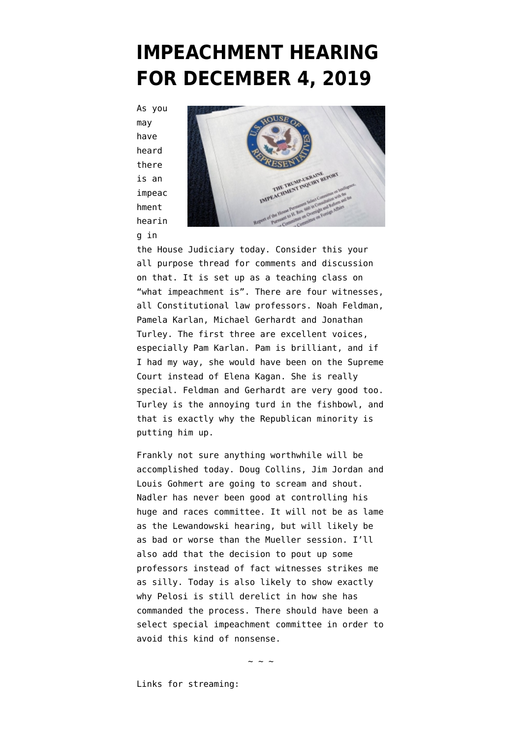# IMPEACHMENT HEARING FOR DECEMBER 4, 2019

As you may have heard there is an impeachment hearing in the House Judiciary today. Consider this your all purpose thread for comments and discussion on that. It is set up as a teaching class on "what impeachment is". There are four witnesses, all Constitutional law professors. Noah Feldman, Pamela Karlan, Michael Gerhardt and Jonathan Turley. The first three are excellent voices, especially Pam Karlan. Pam is brilliant, and if I had my way, she would have been on the Supreme Court instead of Elena Kagan. She is really special. Feldman and Gerhardt are very good too. Turley is the annoying turd in the fishbowl, and that is exactly why the Republican minority is putting him up.

Frankly not sure anything worthwhile will be accomplished today. Doug Collins, Jim Jordan and Louis Gohmert are going to scream and shout. Nadler has never been good at controlling his huge and races committee. It will not be as lame as the Lewandowski hearing, but will likely be as bad or worse than the Mueller session. I'll also add that the decision to pout up some professors instead of fact witnesses strikes me as silly. Today is also likely to show exactly why Pelosi is still derelict in how she has commanded the process. There should have been a select special impeachment committee in order to avoid this kind of nonsense.

~ ~ ~

Links for streaming: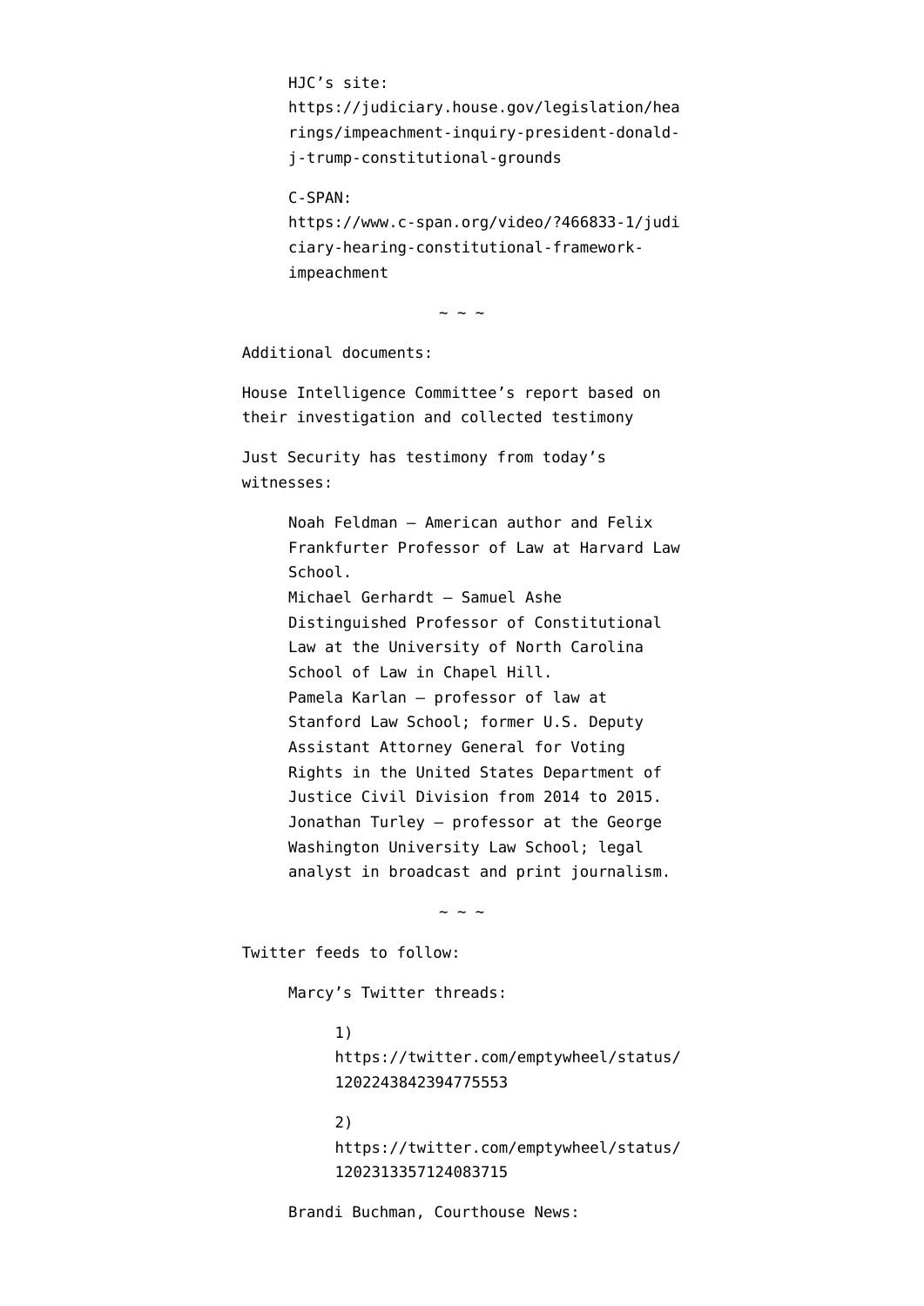HJC's site: https://judiciary.house.gov/legislation/hearings/impeachment-inquiry-president-donald-j-trump-constitutional-grounds

C-SPAN: https://www.c-span.org/video/?466833-1/judiciary-hearing-constitutional-framework-impeachment

~ ~ ~

Additional documents:

House Intelligence Committee's report based on their investigation and collected testimony

Just Security has testimony from today's witnesses:

Noah Feldman – American author and Felix Frankfurter Professor of Law at Harvard Law School.
Michael Gerhardt – Samuel Ashe Distinguished Professor of Constitutional Law at the University of North Carolina School of Law in Chapel Hill.
Pamela Karlan – professor of law at Stanford Law School; former U.S. Deputy Assistant Attorney General for Voting Rights in the United States Department of Justice Civil Division from 2014 to 2015.
Jonathan Turley – professor at the George Washington University Law School; legal analyst in broadcast and print journalism.

~ ~ ~

Twitter feeds to follow:

Marcy's Twitter threads:

1) https://twitter.com/emptywheel/status/1202243842394775553

2) https://twitter.com/emptywheel/status/1202313357124083715

Brandi Buchman, Courthouse News: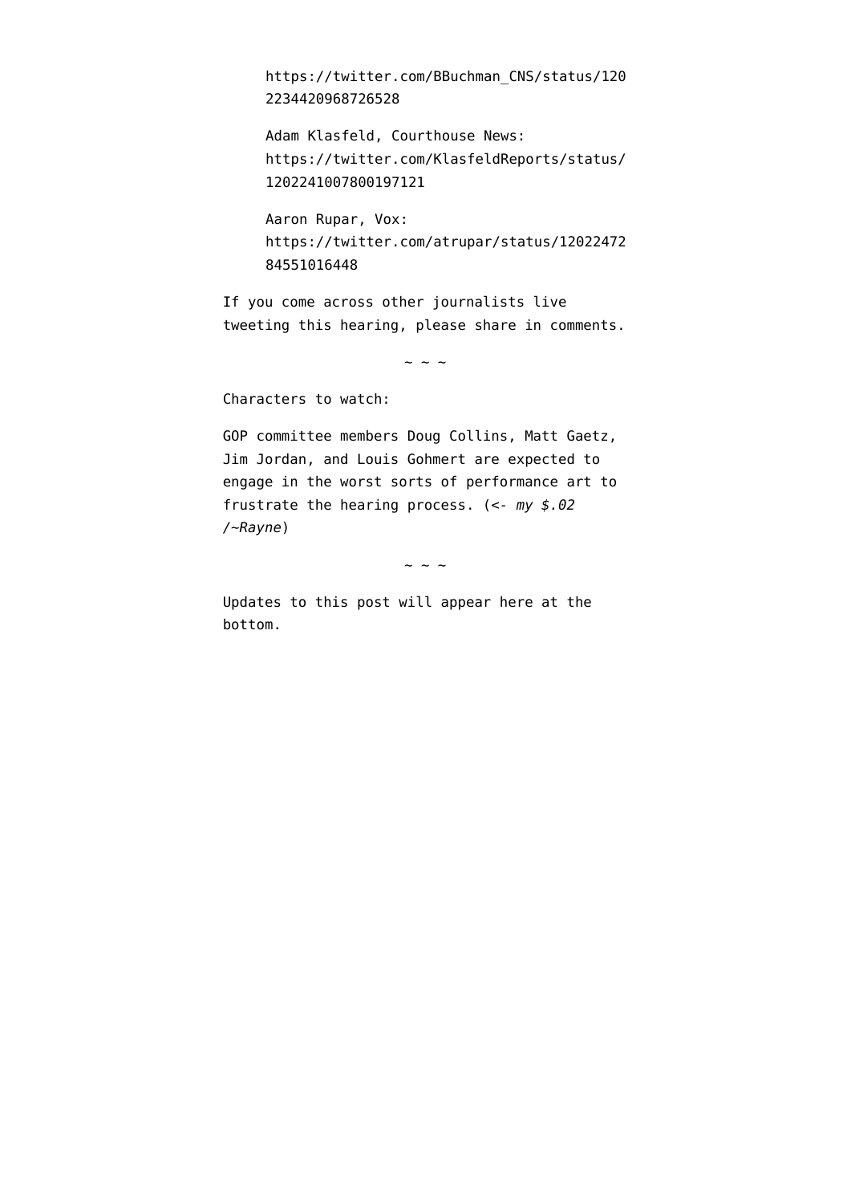https://twitter.com/BBuchman_CNS/status/1202234420968726528

Adam Klasfeld, Courthouse News: https://twitter.com/KlasfeldReports/status/1202241007800197121

Aaron Rupar, Vox: https://twitter.com/atrupar/status/1202247284551016448

If you come across other journalists live tweeting this hearing, please share in comments.

~ ~ ~

Characters to watch:

GOP committee members Doug Collins, Matt Gaetz, Jim Jordan, and Louis Gohmert are expected to engage in the worst sorts of performance art to frustrate the hearing process. (*<- my $.02 /~Rayne*)

~ ~ ~

Updates to this post will appear here at the bottom.